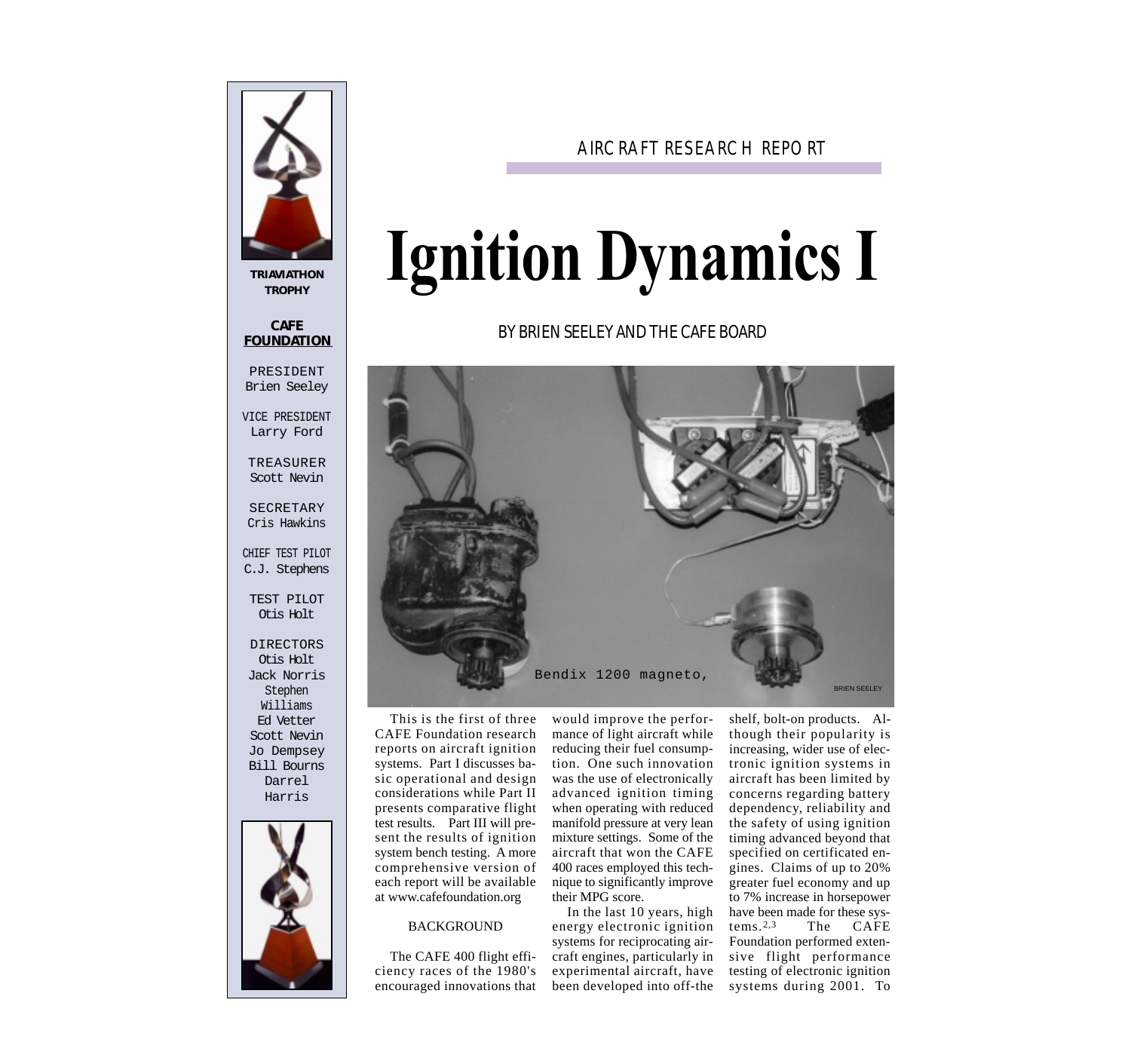AIRCRAFT RESEARCH REPORT

# Ignition Dynamics I

BY BRIEN SEELEY AND THE CAFE BOARD

Bendix 1200 magneto,

BRIEN SEELEY

This is the first of three CAFE Foundation research reports on aircraft ignition systems. Part I discusses basic operational and design considerations while Part II presents comparative flight test results. Part III will present the results of ignition system bench testing. A more comprehensive version of each report will be available at www.cafefoundation.org

## BACKGROUND

The CAFE 400 flight efficiency races of the 1980's encouraged innovations that would improve the performance of light aircraft while reducing their fuel consumption. One such innovation was the use of electronically advanced ignition timing when operating with reduced manifold pressure at very lean mixture settings. Some of the aircraft that won the CAFE 400 races employed this technique to significantly improve their MPG score.

In the last 10 years, high energy electronic ignition systems for reciprocating aircraft engines, particularly in experimental aircraft, have been developed into off-the shelf, bolt-on products. Although their popularity is increasing, wider use of electronic ignition systems in aircraft has been limited by concerns regarding battery dependency, reliability and the safety of using ignition timing advanced beyond that specified on certificated engines. Claims of up to 20% greater fuel economy and up to 7% increase in horsepower have been made for these systems.[2,3] The CAFE Foundation performed extensive flight performance testing of electronic ignition systems during 2001. To

---

**TRIAVIATHON TROPHY**

**CAFE FOUNDATION**

PRESIDENT
Brien Seeley

VICE PRESIDENT
Larry Ford

TREASURER
Scott Nevin

SECRETARY
Cris Hawkins

CHIEF TEST PILOT
C.J. Stephens

TEST PILOT
Otis Holt

DIRECTORS
Otis Holt
Jack Norris
Stephen Williams
Ed Vetter
Scott Nevin
Jo Dempsey
Bill Bourns
Darrel Harris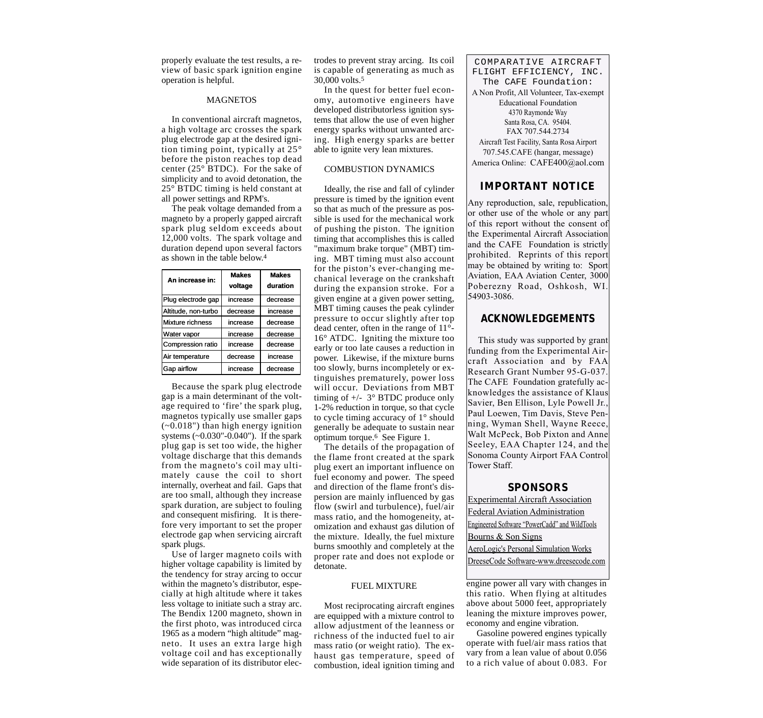properly evaluate the test results, a review of basic spark ignition engine operation is helpful.

## MAGNETOS

In conventional aircraft magnetos, a high voltage arc crosses the spark plug electrode gap at the desired ignition timing point, typically at 25° before the piston reaches top dead center (25° BTDC). For the sake of simplicity and to avoid detonation, the 25° BTDC timing is held constant at all power settings and RPM's.

The peak voltage demanded from a magneto by a properly gapped aircraft spark plug seldom exceeds about 12,000 volts. The spark voltage and duration depend upon several factors as shown in the table below.[4]

| An increase in: | Makes voltage | Makes duration |
|---|---|---|
| Plug electrode gap | increase | decrease |
| Altitude, non-turbo | decrease | increase |
| Mixture richness | increase | decrease |
| Water vapor | increase | decrease |
| Compression ratio | increase | decrease |
| Air temperature | decrease | increase |
| Gap airflow | increase | decrease |

Because the spark plug electrode gap is a main determinant of the voltage required to 'fire' the spark plug, magnetos typically use smaller gaps (~0.018") than high energy ignition systems (~0.030"-0.040"). If the spark plug gap is set too wide, the higher voltage discharge that this demands from the magneto's coil may ultimately cause the coil to short internally, overheat and fail. Gaps that are too small, although they increase spark duration, are subject to fouling and consequent misfiring. It is therefore very important to set the proper electrode gap when servicing aircraft spark plugs.

Use of larger magneto coils with higher voltage capability is limited by the tendency for stray arcing to occur within the magneto's distributor, especially at high altitude where it takes less voltage to initiate such a stray arc. The Bendix 1200 magneto, shown in the first photo, was introduced circa 1965 as a modern "high altitude" magneto. It uses an extra large high voltage coil and has exceptionally wide separation of its distributor electrodes to prevent stray arcing. Its coil is capable of generating as much as 30,000 volts.[5]

In the quest for better fuel economy, automotive engineers have developed distributorless ignition systems that allow the use of even higher energy sparks without unwanted arcing. High energy sparks are better able to ignite very lean mixtures.

## COMBUSTION DYNAMICS

Ideally, the rise and fall of cylinder pressure is timed by the ignition event so that as much of the pressure as possible is used for the mechanical work of pushing the piston. The ignition timing that accomplishes this is called "maximum brake torque" (MBT) timing. MBT timing must also account for the piston's ever-changing mechanical leverage on the crankshaft during the expansion stroke. For a given engine at a given power setting, MBT timing causes the peak cylinder pressure to occur slightly after top dead center, often in the range of 11°-16° ATDC. Igniting the mixture too early or too late causes a reduction in power. Likewise, if the mixture burns too slowly, burns incompletely or extinguishes prematurely, power loss will occur. Deviations from MBT timing of +/- 3° BTDC produce only 1-2% reduction in torque, so that cycle to cycle timing accuracy of 1° should generally be adequate to sustain near optimum torque.[6] See Figure 1.

The details of the propagation of the flame front created at the spark plug exert an important influence on fuel economy and power. The speed and direction of the flame front's dispersion are mainly influenced by gas flow (swirl and turbulence), fuel/air mass ratio, and the homogeneity, atomization and exhaust gas dilution of the mixture. Ideally, the fuel mixture burns smoothly and completely at the proper rate and does not explode or detonate.

## FUEL MIXTURE

Most reciprocating aircraft engines are equipped with a mixture control to allow adjustment of the leanness or richness of the inducted fuel to air mass ratio (or weight ratio). The exhaust gas temperature, speed of combustion, ideal ignition timing and engine power all vary with changes in this ratio. When flying at altitudes above about 5000 feet, appropriately leaning the mixture improves power, economy and engine vibration.

Gasoline powered engines typically operate with fuel/air mass ratios that vary from a lean value of about 0.056 to a rich value of about 0.083. For

---

COMPARATIVE AIRCRAFT FLIGHT EFFICIENCY, INC.
The CAFE Foundation:
A Non Profit, All Volunteer, Tax-exempt Educational Foundation
4370 Raymonde Way
Santa Rosa, CA. 95404.
FAX 707.544.2734
Aircraft Test Facility, Santa Rosa Airport
707.545.CAFE (hangar, message)
America Online: CAFE400@aol.com

## IMPORTANT NOTICE

Any reproduction, sale, republication, or other use of the whole or any part of this report without the consent of the Experimental Aircraft Association and the CAFE Foundation is strictly prohibited. Reprints of this report may be obtained by writing to: Sport Aviation, EAA Aviation Center, 3000 Poberezny Road, Oshkosh, WI. 54903-3086.

## ACKNOWLEDGEMENTS

This study was supported by grant funding from the Experimental Aircraft Association and by FAA Research Grant Number 95-G-037. The CAFE Foundation gratefully acknowledges the assistance of Klaus Savier, Ben Ellison, Lyle Powell Jr., Paul Loewen, Tim Davis, Steve Penning, Wyman Shell, Wayne Reece, Walt McPeck, Bob Pixton and Anne Seeley, EAA Chapter 124, and the Sonoma County Airport FAA Control Tower Staff.

## SPONSORS

Experimental Aircraft Association
Federal Aviation Administration
Engineered Software "PowerCadd" and WildTools
Bourns & Son Signs
AeroLogic's Personal Simulation Works
DreeseCode Software-www.dreesecode.com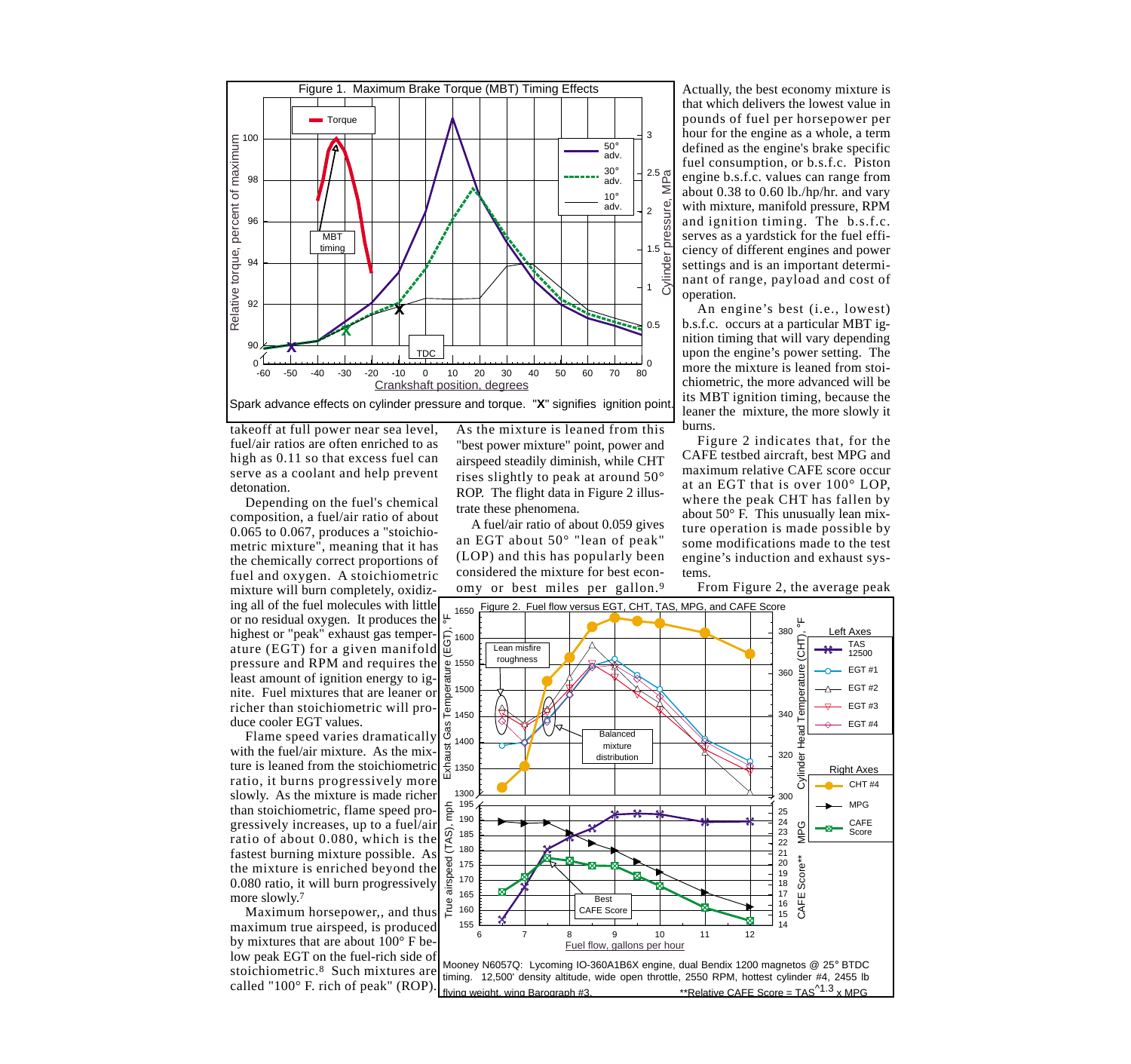Figure 1. Maximum Brake Torque (MBT) Timing Effects

Spark advance effects on cylinder pressure and torque. "**X**" signifies ignition point.

takeoff at full power near sea level, fuel/air ratios are often enriched to as high as 0.11 so that excess fuel can serve as a coolant and help prevent detonation.

Depending on the fuel's chemical composition, a fuel/air ratio of about 0.065 to 0.067, produces a "stoichiometric mixture", meaning that it has the chemically correct proportions of fuel and oxygen. A stoichiometric mixture will burn completely, oxidizing all of the fuel molecules with little or no residual oxygen. It produces the highest or "peak" exhaust gas temperature (EGT) for a given manifold pressure and RPM and requires the least amount of ignition energy to ignite. Fuel mixtures that are leaner or richer than stoichiometric will produce cooler EGT values.

Flame speed varies dramatically with the fuel/air mixture. As the mixture is leaned from the stoichiometric ratio, it burns progressively more slowly. As the mixture is made richer than stoichiometric, flame speed progressively increases, up to a fuel/air ratio of about 0.080, which is the fastest burning mixture possible. As the mixture is enriched beyond the 0.080 ratio, it will burn progressively more slowly.[7]

Maximum horsepower,, and thus maximum true airspeed, is produced by mixtures that are about 100° F below peak EGT on the fuel-rich side of stoichiometric.[8] Such mixtures are called "100° F. rich of peak" (ROP).

As the mixture is leaned from this "best power mixture" point, power and airspeed steadily diminish, while CHT rises slightly to peak at around 50° ROP. The flight data in Figure 2 illustrate these phenomena.

A fuel/air ratio of about 0.059 gives an EGT about 50° "lean of peak" (LOP) and this has popularly been considered the mixture for best economy or best miles per gallon.[9]

Actually, the best economy mixture is that which delivers the lowest value in pounds of fuel per horsepower per hour for the engine as a whole, a term defined as the engine's brake specific fuel consumption, or b.s.f.c. Piston engine b.s.f.c. values can range from about 0.38 to 0.60 lb./hp/hr. and vary with mixture, manifold pressure, RPM and ignition timing. The b.s.f.c. serves as a yardstick for the fuel efficiency of different engines and power settings and is an important determinant of range, payload and cost of operation.

An engine's best (i.e., lowest) b.s.f.c. occurs at a particular MBT ignition timing that will vary depending upon the engine's power setting. The more the mixture is leaned from stoichiometric, the more advanced will be its MBT ignition timing, because the leaner the mixture, the more slowly it burns.

Figure 2 indicates that, for the CAFE testbed aircraft, best MPG and maximum relative CAFE score occur at an EGT that is over 100° LOP, where the peak CHT has fallen by about 50° F. This unusually lean mixture operation is made possible by some modifications made to the test engine's induction and exhaust systems.

From Figure 2, the average peak

Figure 2. Fuel flow versus EGT, CHT, TAS, MPG, and CAFE Score

Mooney N6057Q: Lycoming IO-360A1B6X engine, dual Bendix 1200 magnetos @ 25° BTDC timing. 12,500' density altitude, wide open throttle, 2550 RPM, hottest cylinder #4, 2455 lb flying weight, wing Barograph #3. **Relative CAFE Score = $TAS^{1.3}$ x MPG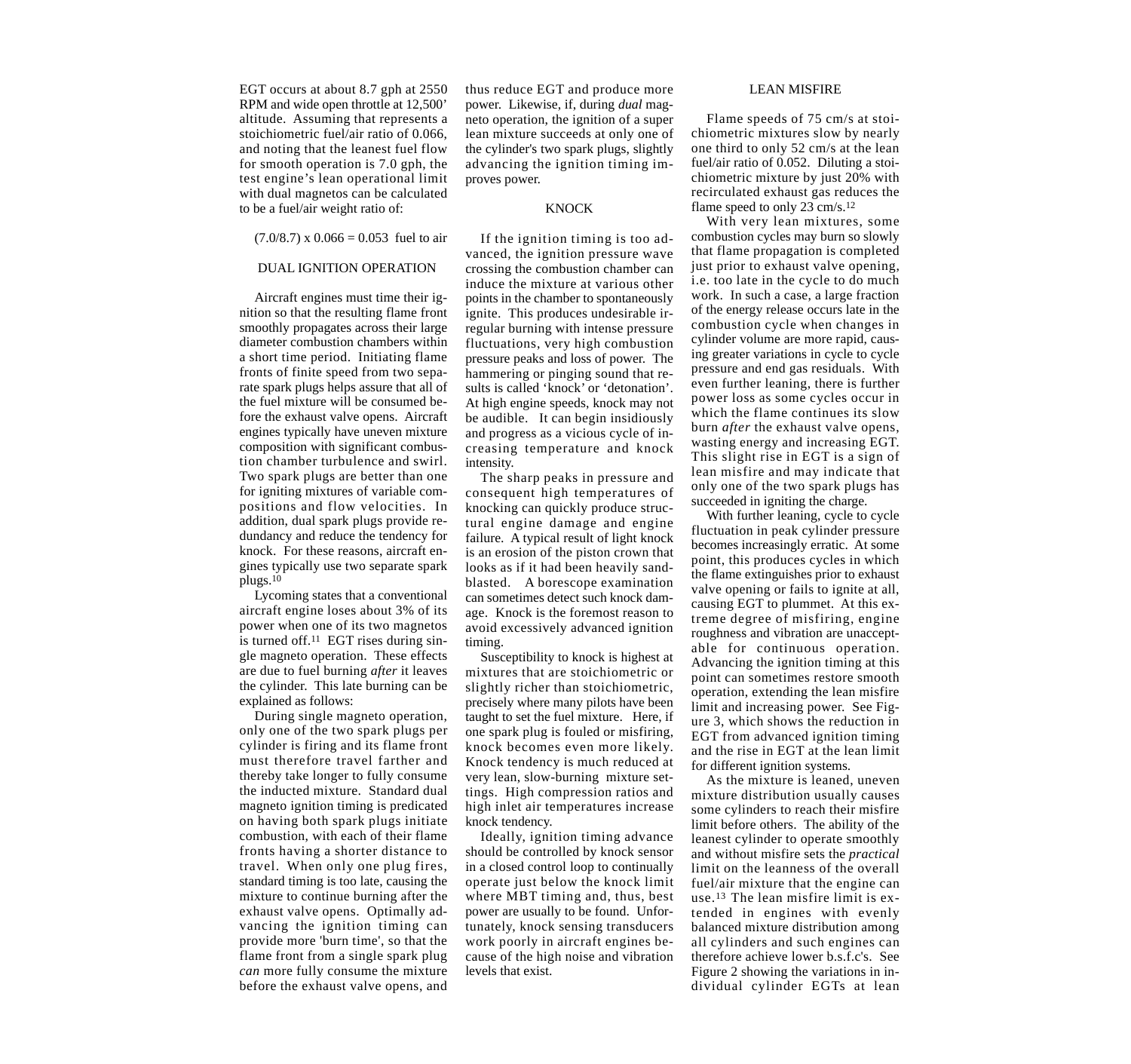EGT occurs at about 8.7 gph at 2550 RPM and wide open throttle at 12,500' altitude. Assuming that represents a stoichiometric fuel/air ratio of 0.066, and noting that the leanest fuel flow for smooth operation is 7.0 gph, the test engine's lean operational limit with dual magnetos can be calculated to be a fuel/air weight ratio of:

$$(7.0/8.7) \times 0.066 = 0.053 \text{ fuel to air}$$

## DUAL IGNITION OPERATION

Aircraft engines must time their ignition so that the resulting flame front smoothly propagates across their large diameter combustion chambers within a short time period. Initiating flame fronts of finite speed from two separate spark plugs helps assure that all of the fuel mixture will be consumed before the exhaust valve opens. Aircraft engines typically have uneven mixture composition with significant combustion chamber turbulence and swirl. Two spark plugs are better than one for igniting mixtures of variable compositions and flow velocities. In addition, dual spark plugs provide redundancy and reduce the tendency for knock. For these reasons, aircraft engines typically use two separate spark plugs.[10]

Lycoming states that a conventional aircraft engine loses about 3% of its power when one of its two magnetos is turned off.[11] EGT rises during single magneto operation. These effects are due to fuel burning *after* it leaves the cylinder. This late burning can be explained as follows:

During single magneto operation, only one of the two spark plugs per cylinder is firing and its flame front must therefore travel farther and thereby take longer to fully consume the inducted mixture. Standard dual magneto ignition timing is predicated on having both spark plugs initiate combustion, with each of their flame fronts having a shorter distance to travel. When only one plug fires, standard timing is too late, causing the mixture to continue burning after the exhaust valve opens. Optimally advancing the ignition timing can provide more 'burn time', so that the flame front from a single spark plug *can* more fully consume the mixture before the exhaust valve opens, and thus reduce EGT and produce more power. Likewise, if, during *dual* magneto operation, the ignition of a super lean mixture succeeds at only one of the cylinder's two spark plugs, slightly advancing the ignition timing improves power.

## KNOCK

If the ignition timing is too advanced, the ignition pressure wave crossing the combustion chamber can induce the mixture at various other points in the chamber to spontaneously ignite. This produces undesirable irregular burning with intense pressure fluctuations, very high combustion pressure peaks and loss of power. The hammering or pinging sound that results is called 'knock' or 'detonation'. At high engine speeds, knock may not be audible. It can begin insidiously and progress as a vicious cycle of increasing temperature and knock intensity.

The sharp peaks in pressure and consequent high temperatures of knocking can quickly produce structural engine damage and engine failure. A typical result of light knock is an erosion of the piston crown that looks as if it had been heavily sandblasted. A borescope examination can sometimes detect such knock damage. Knock is the foremost reason to avoid excessively advanced ignition timing.

Susceptibility to knock is highest at mixtures that are stoichiometric or slightly richer than stoichiometric, precisely where many pilots have been taught to set the fuel mixture. Here, if one spark plug is fouled or misfiring, knock becomes even more likely. Knock tendency is much reduced at very lean, slow-burning mixture settings. High compression ratios and high inlet air temperatures increase knock tendency.

Ideally, ignition timing advance should be controlled by knock sensor in a closed control loop to continually operate just below the knock limit where MBT timing and, thus, best power are usually to be found. Unfortunately, knock sensing transducers work poorly in aircraft engines because of the high noise and vibration levels that exist.

## LEAN MISFIRE

Flame speeds of 75 cm/s at stoichiometric mixtures slow by nearly one third to only 52 cm/s at the lean fuel/air ratio of 0.052. Diluting a stoichiometric mixture by just 20% with recirculated exhaust gas reduces the flame speed to only 23 cm/s.[12]

With very lean mixtures, some combustion cycles may burn so slowly that flame propagation is completed just prior to exhaust valve opening, i.e. too late in the cycle to do much work. In such a case, a large fraction of the energy release occurs late in the combustion cycle when changes in cylinder volume are more rapid, causing greater variations in cycle to cycle pressure and end gas residuals. With even further leaning, there is further power loss as some cycles occur in which the flame continues its slow burn *after* the exhaust valve opens, wasting energy and increasing EGT. This slight rise in EGT is a sign of lean misfire and may indicate that only one of the two spark plugs has succeeded in igniting the charge.

With further leaning, cycle to cycle fluctuation in peak cylinder pressure becomes increasingly erratic. At some point, this produces cycles in which the flame extinguishes prior to exhaust valve opening or fails to ignite at all, causing EGT to plummet. At this extreme degree of misfiring, engine roughness and vibration are unacceptable for continuous operation. Advancing the ignition timing at this point can sometimes restore smooth operation, extending the lean misfire limit and increasing power. See Figure 3, which shows the reduction in EGT from advanced ignition timing and the rise in EGT at the lean limit for different ignition systems.

As the mixture is leaned, uneven mixture distribution usually causes some cylinders to reach their misfire limit before others. The ability of the leanest cylinder to operate smoothly and without misfire sets the *practical* limit on the leanness of the overall fuel/air mixture that the engine can use.[13] The lean misfire limit is extended in engines with evenly balanced mixture distribution among all cylinders and such engines can therefore achieve lower b.s.f.c's. See Figure 2 showing the variations in individual cylinder EGTs at lean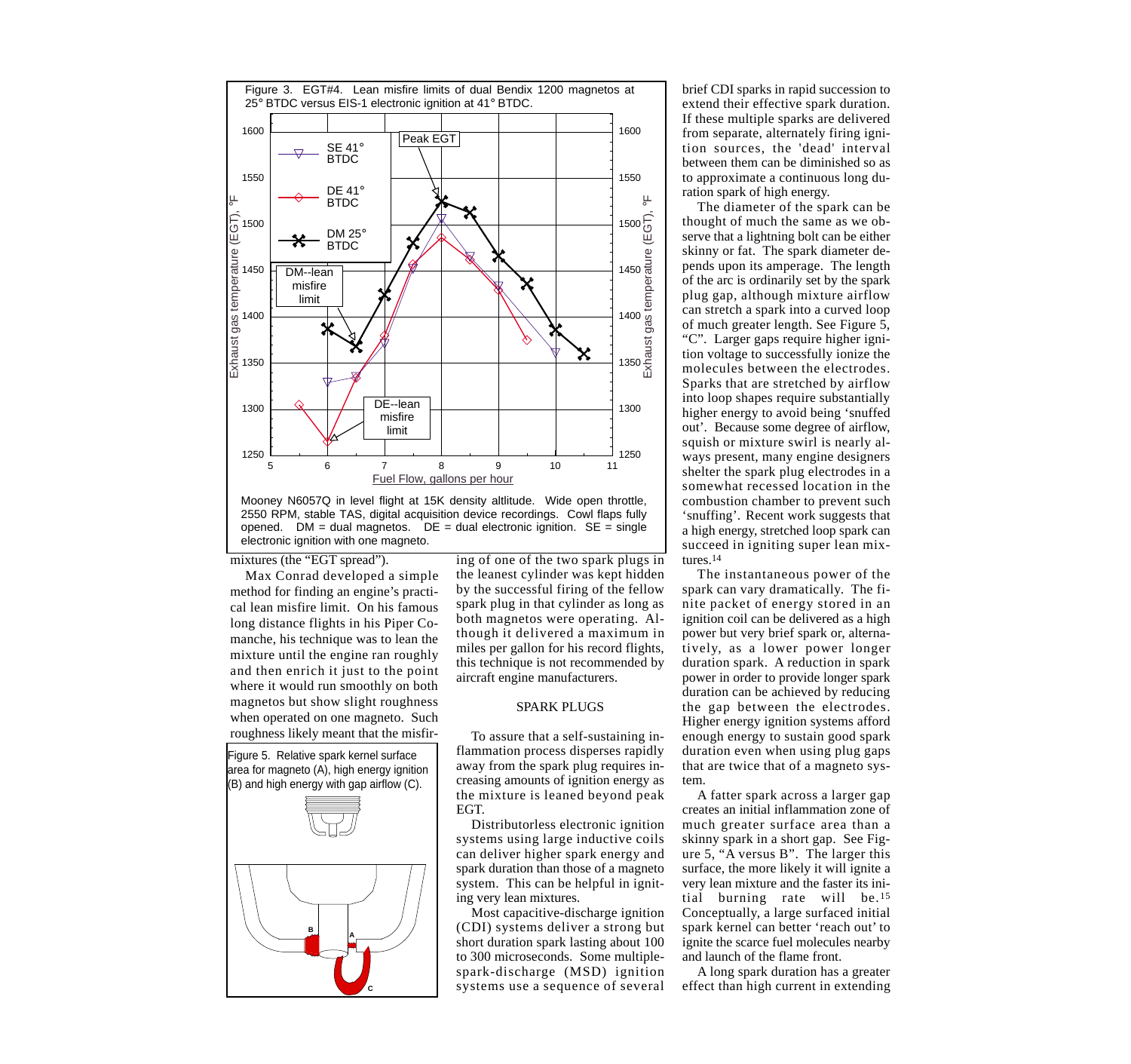Figure 3. EGT#4. Lean misfire limits of dual Bendix 1200 magnetos at 25° BTDC versus EIS-1 electronic ignition at 41° BTDC.

Mooney N6057Q in level flight at 15K density altitude. Wide open throttle, 2550 RPM, stable TAS, digital acquisition device recordings. Cowl flaps fully opened. DM = dual magnetos. DE = dual electronic ignition. SE = single electronic ignition with one magneto.

mixtures (the "EGT spread").

Max Conrad developed a simple method for finding an engine's practical lean misfire limit. On his famous long distance flights in his Piper Comanche, his technique was to lean the mixture until the engine ran roughly and then enrich it just to the point where it would run smoothly on both magnetos but show slight roughness when operated on one magneto. Such roughness likely meant that the misfiring of one of the two spark plugs in the leanest cylinder was kept hidden by the successful firing of the fellow spark plug in that cylinder as long as both magnetos were operating. Although it delivered a maximum in miles per gallon for his record flights, this technique is not recommended by aircraft engine manufacturers.

Figure 5. Relative spark kernel surface area for magneto (A), high energy ignition (B) and high energy with gap airflow (C).

## SPARK PLUGS

To assure that a self-sustaining inflammation process disperses rapidly away from the spark plug requires increasing amounts of ignition energy as the mixture is leaned beyond peak EGT.

Distributorless electronic ignition systems using large inductive coils can deliver higher spark energy and spark duration than those of a magneto system. This can be helpful in igniting very lean mixtures.

Most capacitive-discharge ignition (CDI) systems deliver a strong but short duration spark lasting about 100 to 300 microseconds. Some multiple-spark-discharge (MSD) ignition systems use a sequence of several brief CDI sparks in rapid succession to extend their effective spark duration. If these multiple sparks are delivered from separate, alternately firing ignition sources, the 'dead' interval between them can be diminished so as to approximate a continuous long duration spark of high energy.

The diameter of the spark can be thought of much the same as we observe that a lightning bolt can be either skinny or fat. The spark diameter depends upon its amperage. The length of the arc is ordinarily set by the spark plug gap, although mixture airflow can stretch a spark into a curved loop of much greater length. See Figure 5, "C". Larger gaps require higher ignition voltage to successfully ionize the molecules between the electrodes. Sparks that are stretched by airflow into loop shapes require substantially higher energy to avoid being 'snuffed out'. Because some degree of airflow, squish or mixture swirl is nearly always present, many engine designers shelter the spark plug electrodes in a somewhat recessed location in the combustion chamber to prevent such 'snuffing'. Recent work suggests that a high energy, stretched loop spark can succeed in igniting super lean mixtures.[14]

The instantaneous power of the spark can vary dramatically. The finite packet of energy stored in an ignition coil can be delivered as a high power but very brief spark or, alternatively, as a lower power longer duration spark. A reduction in spark power in order to provide longer spark duration can be achieved by reducing the gap between the electrodes. Higher energy ignition systems afford enough energy to sustain good spark duration even when using plug gaps that are twice that of a magneto system.

A fatter spark across a larger gap creates an initial inflammation zone of much greater surface area than a skinny spark in a short gap. See Figure 5, "A versus B". The larger this surface, the more likely it will ignite a very lean mixture and the faster its initial burning rate will be.[15] Conceptually, a large surfaced initial spark kernel can better 'reach out' to ignite the scarce fuel molecules nearby and launch of the flame front.

A long spark duration has a greater effect than high current in extending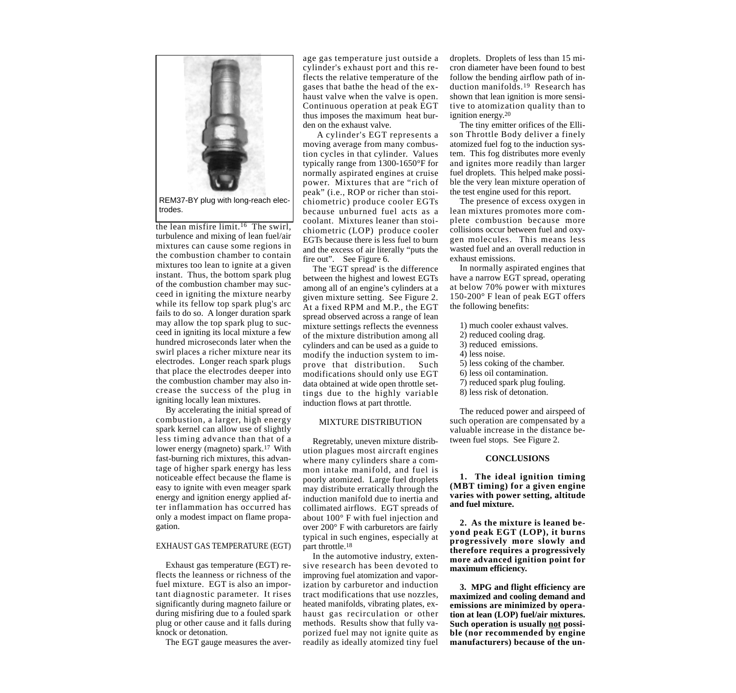REM37-BY plug with long-reach electrodes.

the lean misfire limit.[16] The swirl, turbulence and mixing of lean fuel/air mixtures can cause some regions in the combustion chamber to contain mixtures too lean to ignite at a given instant. Thus, the bottom spark plug of the combustion chamber may succeed in igniting the mixture nearby while its fellow top spark plug's arc fails to do so. A longer duration spark may allow the top spark plug to succeed in igniting its local mixture a few hundred microseconds later when the swirl places a richer mixture near its electrodes. Longer reach spark plugs that place the electrodes deeper into the combustion chamber may also increase the success of the plug in igniting locally lean mixtures.

By accelerating the initial spread of combustion, a larger, high energy spark kernel can allow use of slightly less timing advance than that of a lower energy (magneto) spark.[17] With fast-burning rich mixtures, this advantage of higher spark energy has less noticeable effect because the flame is easy to ignite with even meager spark energy and ignition energy applied after inflammation has occurred has only a modest impact on flame propagation.

## EXHAUST GAS TEMPERATURE (EGT)

Exhaust gas temperature (EGT) reflects the leanness or richness of the fuel mixture. EGT is also an important diagnostic parameter. It rises significantly during magneto failure or during misfiring due to a fouled spark plug or other cause and it falls during knock or detonation.

The EGT gauge measures the average gas temperature just outside a cylinder's exhaust port and this reflects the relative temperature of the gases that bathe the head of the exhaust valve when the valve is open. Continuous operation at peak EGT thus imposes the maximum heat burden on the exhaust valve.

A cylinder's EGT represents a moving average from many combustion cycles in that cylinder. Values typically range from 1300-1650°F for normally aspirated engines at cruise power. Mixtures that are "rich of peak" (i.e., ROP or richer than stoichiometric) produce cooler EGTs because unburned fuel acts as a coolant. Mixtures leaner than stoichiometric (LOP) produce cooler EGTs because there is less fuel to burn and the excess of air literally "puts the fire out". See Figure 6.

The 'EGT spread' is the difference between the highest and lowest EGTs among all of an engine's cylinders at a given mixture setting. See Figure 2. At a fixed RPM and M.P., the EGT spread observed across a range of lean mixture settings reflects the evenness of the mixture distribution among all cylinders and can be used as a guide to modify the induction system to improve that distribution. Such modifications should only use EGT data obtained at wide open throttle settings due to the highly variable induction flows at part throttle.

## MIXTURE DISTRIBUTION

Regretably, uneven mixture distribution plagues most aircraft engines where many cylinders share a common intake manifold, and fuel is poorly atomized. Large fuel droplets may distribute erratically through the induction manifold due to inertia and collimated airflows. EGT spreads of about 100° F with fuel injection and over 200° F with carburetors are fairly typical in such engines, especially at part throttle.[18]

In the automotive industry, extensive research has been devoted to improving fuel atomization and vaporization by carburetor and induction tract modifications that use nozzles, heated manifolds, vibrating plates, exhaust gas recirculation or other methods. Results show that fully vaporized fuel may not ignite quite as readily as ideally atomized tiny fuel droplets. Droplets of less than 15 micron diameter have been found to best follow the bending airflow path of induction manifolds.[19] Research has shown that lean ignition is more sensitive to atomization quality than to ignition energy.[20]

The tiny emitter orifices of the Ellison Throttle Body deliver a finely atomized fuel fog to the induction system. This fog distributes more evenly and ignites more readily than larger fuel droplets. This helped make possible the very lean mixture operation of the test engine used for this report.

The presence of excess oxygen in lean mixtures promotes more complete combustion because more collisions occur between fuel and oxygen molecules. This means less wasted fuel and an overall reduction in exhaust emissions.

In normally aspirated engines that have a narrow EGT spread, operating at below 70% power with mixtures 150-200° F lean of peak EGT offers the following benefits:

1) much cooler exhaust valves.
2) reduced cooling drag.
3) reduced emissions.
4) less noise.
5) less coking of the chamber.
6) less oil contamination.
7) reduced spark plug fouling.
8) less risk of detonation.

The reduced power and airspeed of such operation are compensated by a valuable increase in the distance between fuel stops. See Figure 2.

## CONCLUSIONS

**1. The ideal ignition timing (MBT timing) for a given engine varies with power setting, altitude and fuel mixture.**

**2. As the mixture is leaned beyond peak EGT (LOP), it burns progressively more slowly and therefore requires a progressively more advanced ignition point for maximum efficiency.**

**3. MPG and flight efficiency are maximized and cooling demand and emissions are minimized by operation at lean (LOP) fuel/air mixtures. Such operation is usually <u>not</u> possible (nor recommended by engine manufacturers) because of the un-**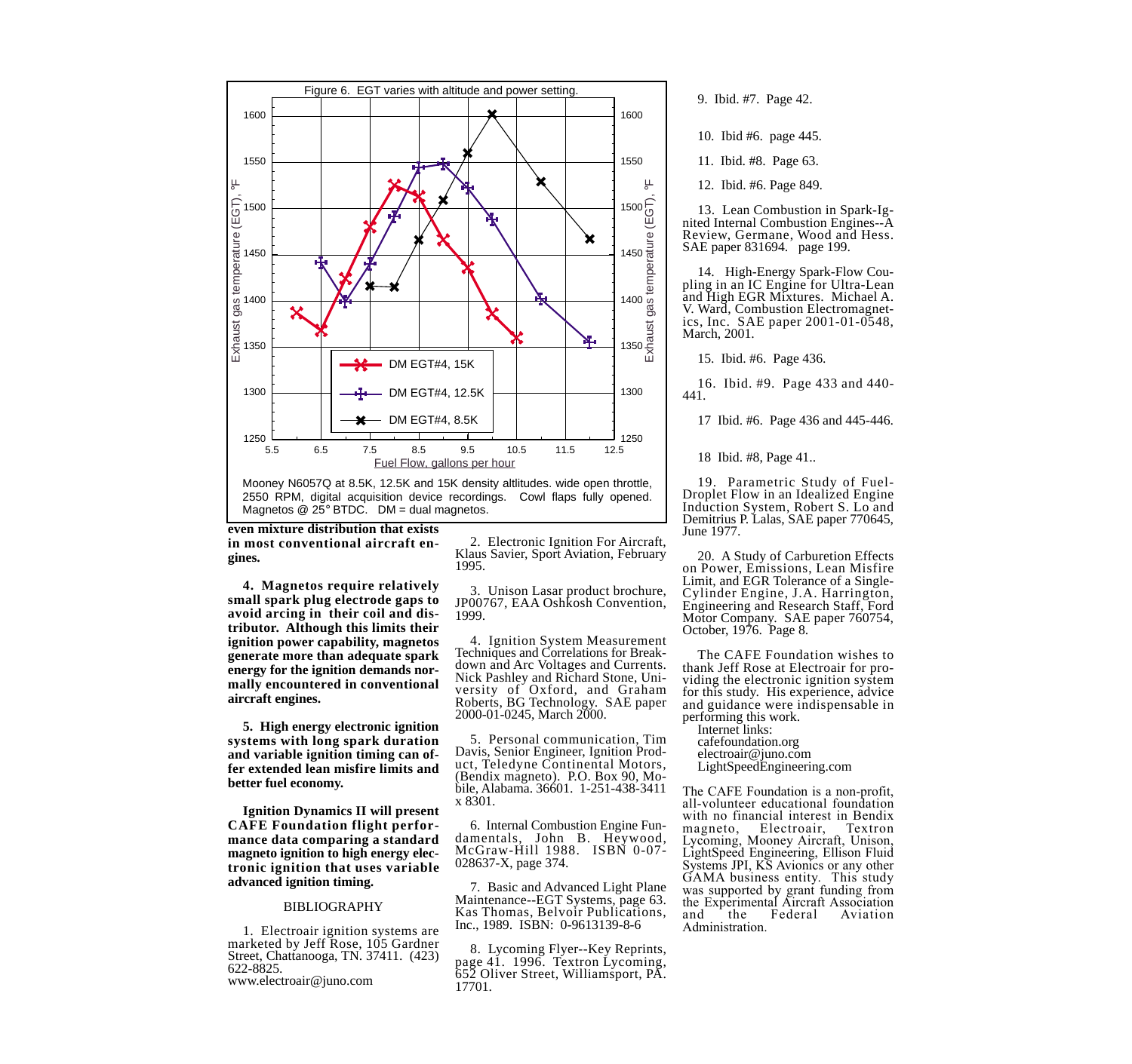Figure 6. EGT varies with altitude and power setting.

Exhaust gas temperature (EGT), °F

1600
1550
1500
1450
1400
1350
1300
1250

5.5 6.5 7.5 8.5 9.5 10.5 11.5 12.5

Fuel Flow, gallons per hour

DM EGT#4, 15K

DM EGT#4, 12.5K

DM EGT#4, 8.5K

Mooney N6057Q at 8.5K, 12.5K and 15K density altitudes. wide open throttle, 2550 RPM, digital acquisition device recordings. Cowl flaps fully opened. Magnetos @ 25° BTDC. DM = dual magnetos.

**even mixture distribution that exists in most conventional aircraft engines.**

**4. Magnetos require relatively small spark plug electrode gaps to avoid arcing in their coil and distributor. Although this limits their ignition power capability, magnetos generate more than adequate spark energy for the ignition demands normally encountered in conventional aircraft engines.**

**5. High energy electronic ignition systems with long spark duration and variable ignition timing can offer extended lean misfire limits and better fuel economy.**

**Ignition Dynamics II will present CAFE Foundation flight performance data comparing a standard magneto ignition to high energy electronic ignition that uses variable advanced ignition timing.**

## BIBLIOGRAPHY

1. Electroair ignition systems are marketed by Jeff Rose, 105 Gardner Street, Chattanooga, TN. 37411. (423) 622-8825.
www.electroair@juno.com

2. Electronic Ignition For Aircraft, Klaus Savier, Sport Aviation, February 1995.

3. Unison Lasar product brochure, JP00767, EAA Oshkosh Convention, 1999.

4. Ignition System Measurement Techniques and Correlations for Breakdown and Arc Voltages and Currents. Nick Pashley and Richard Stone, University of Oxford, and Graham Roberts, BG Technology. SAE paper 2000-01-0245, March 2000.

5. Personal communication, Tim Davis, Senior Engineer, Ignition Product, Teledyne Continental Motors, (Bendix magneto). P.O. Box 90, Mobile, Alabama. 36601. 1-251-438-3411 x 8301.

6. Internal Combustion Engine Fundamentals, John B. Heywood, McGraw-Hill 1988. ISBN 0-07-028637-X, page 374.

7. Basic and Advanced Light Plane Maintenance--EGT Systems, page 63. Kas Thomas, Belvoir Publications, Inc., 1989. ISBN: 0-9613139-8-6

8. Lycoming Flyer--Key Reprints, page 41. 1996. Textron Lycoming, 652 Oliver Street, Williamsport, PA. 17701.

9. Ibid. #7. Page 42.

10. Ibid #6. page 445.

11. Ibid. #8. Page 63.

12. Ibid. #6. Page 849.

13. Lean Combustion in Spark-Ignited Internal Combustion Engines--A Review, Germane, Wood and Hess. SAE paper 831694. page 199.

14. High-Energy Spark-Flow Coupling in an IC Engine for Ultra-Lean and High EGR Mixtures. Michael A. V. Ward, Combustion Electromagnetics, Inc. SAE paper 2001-01-0548, March, 2001.

15. Ibid. #6. Page 436.

16. Ibid. #9. Page 433 and 440-441.

17 Ibid. #6. Page 436 and 445-446.

18 Ibid. #8, Page 41..

19. Parametric Study of Fuel-Droplet Flow in an Idealized Engine Induction System, Robert S. Lo and Demitrius P. Lalas, SAE paper 770645, June 1977.

20. A Study of Carburetion Effects on Power, Emissions, Lean Misfire Limit, and EGR Tolerance of a Single-Cylinder Engine, J.A. Harrington, Engineering and Research Staff, Ford Motor Company. SAE paper 760754, October, 1976. Page 8.

The CAFE Foundation wishes to thank Jeff Rose at Electroair for providing the electronic ignition system for this study. His experience, advice and guidance were indispensable in performing this work.

Internet links:
cafefoundation.org
electroair@juno.com
LightSpeedEngineering.com

The CAFE Foundation is a non-profit, all-volunteer educational foundation with no financial interest in Bendix magneto, Electroair, Textron Lycoming, Mooney Aircraft, Unison, LightSpeed Engineering, Ellison Fluid Systems JPI, KS Avionics or any other GAMA business entity. This study was supported by grant funding from the Experimental Aircraft Association and the Federal Aviation Administration.